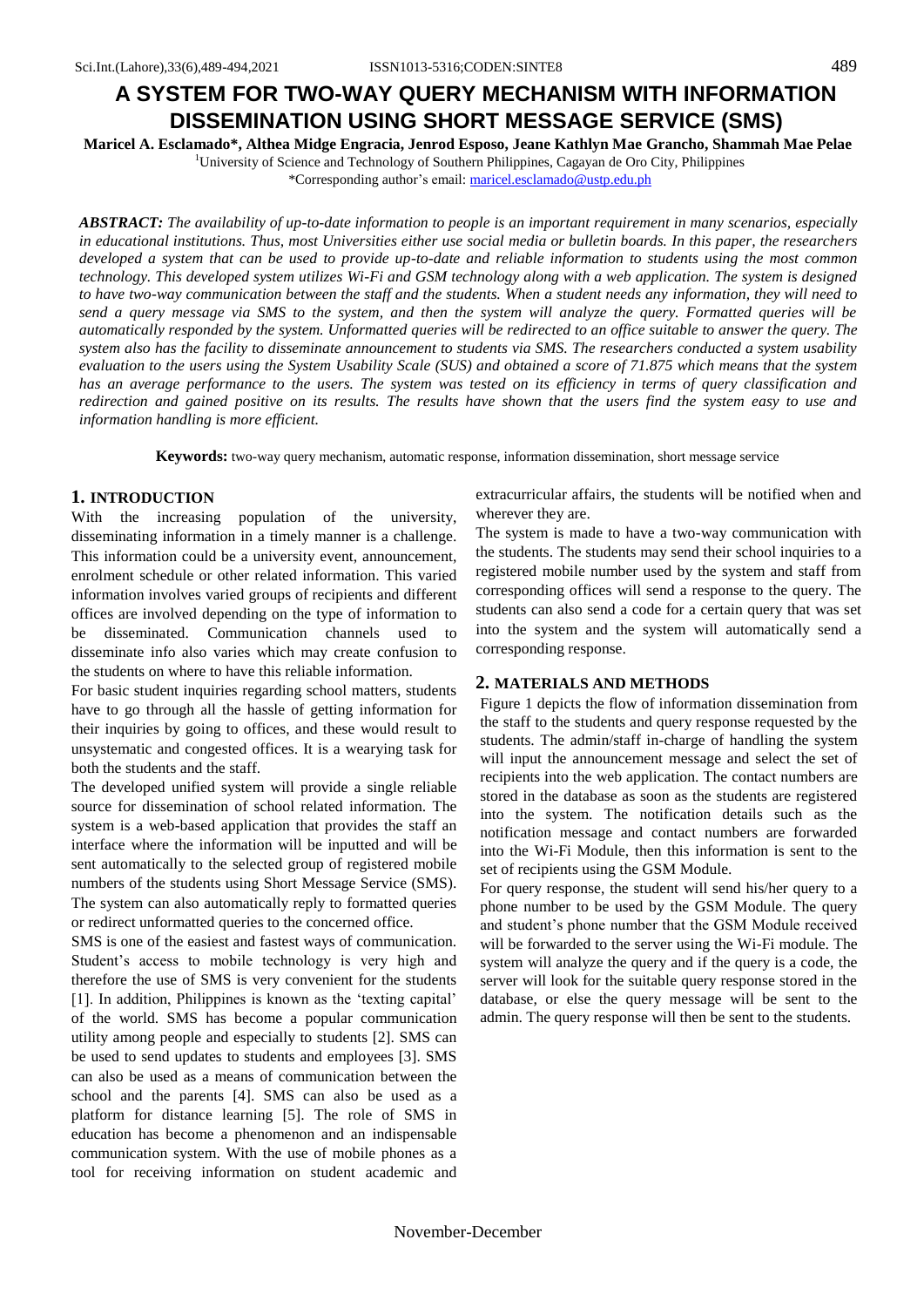# A SYSTEM FOR TWO-WAY QUERY MECHANISM WITH INFORMATION DISSEMINATION USING SHORT MESSAGE SERVICE (SMS)

**Maricel A. Esclamado\*, Althea Midge Engracia, Jenrod Esposo, Jeane Kathlyn Mae Grancho, Shammah Mae Pelae**

[1]University of Science and Technology of Southern Philippines, Cagayan de Oro City, Philippines

\*Corresponding author's email: maricel.esclamado@ustp.edu.ph

***ABSTRACT:*** *The availability of up-to-date information to people is an important requirement in many scenarios, especially in educational institutions. Thus, most Universities either use social media or bulletin boards. In this paper, the researchers developed a system that can be used to provide up-to-date and reliable information to students using the most common technology. This developed system utilizes Wi-Fi and GSM technology along with a web application. The system is designed to have two-way communication between the staff and the students. When a student needs any information, they will need to send a query message via SMS to the system, and then the system will analyze the query. Formatted queries will be automatically responded by the system. Unformatted queries will be redirected to an office suitable to answer the query. The system also has the facility to disseminate announcement to students via SMS. The researchers conducted a system usability evaluation to the users using the System Usability Scale (SUS) and obtained a score of 71.875 which means that the system has an average performance to the users. The system was tested on its efficiency in terms of query classification and redirection and gained positive on its results. The results have shown that the users find the system easy to use and information handling is more efficient.*

**Keywords:** two-way query mechanism, automatic response, information dissemination, short message service

## 1. INTRODUCTION

With the increasing population of the university, disseminating information in a timely manner is a challenge. This information could be a university event, announcement, enrolment schedule or other related information. This varied information involves varied groups of recipients and different offices are involved depending on the type of information to be disseminated. Communication channels used to disseminate info also varies which may create confusion to the students on where to have this reliable information.

For basic student inquiries regarding school matters, students have to go through all the hassle of getting information for their inquiries by going to offices, and these would result to unsystematic and congested offices. It is a wearying task for both the students and the staff.

The developed unified system will provide a single reliable source for dissemination of school related information. The system is a web-based application that provides the staff an interface where the information will be inputted and will be sent automatically to the selected group of registered mobile numbers of the students using Short Message Service (SMS). The system can also automatically reply to formatted queries or redirect unformatted queries to the concerned office.

SMS is one of the easiest and fastest ways of communication. Student's access to mobile technology is very high and therefore the use of SMS is very convenient for the students [1]. In addition, Philippines is known as the 'texting capital' of the world. SMS has become a popular communication utility among people and especially to students [2]. SMS can be used to send updates to students and employees [3]. SMS can also be used as a means of communication between the school and the parents [4]. SMS can also be used as a platform for distance learning [5]. The role of SMS in education has become a phenomenon and an indispensable communication system. With the use of mobile phones as a tool for receiving information on student academic and extracurricular affairs, the students will be notified when and wherever they are.

The system is made to have a two-way communication with the students. The students may send their school inquiries to a registered mobile number used by the system and staff from corresponding offices will send a response to the query. The students can also send a code for a certain query that was set into the system and the system will automatically send a corresponding response.

## 2. MATERIALS AND METHODS

Figure 1 depicts the flow of information dissemination from the staff to the students and query response requested by the students. The admin/staff in-charge of handling the system will input the announcement message and select the set of recipients into the web application. The contact numbers are stored in the database as soon as the students are registered into the system. The notification details such as the notification message and contact numbers are forwarded into the Wi-Fi Module, then this information is sent to the set of recipients using the GSM Module.

For query response, the student will send his/her query to a phone number to be used by the GSM Module. The query and student's phone number that the GSM Module received will be forwarded to the server using the Wi-Fi module. The system will analyze the query and if the query is a code, the server will look for the suitable query response stored in the database, or else the query message will be sent to the admin. The query response will then be sent to the students.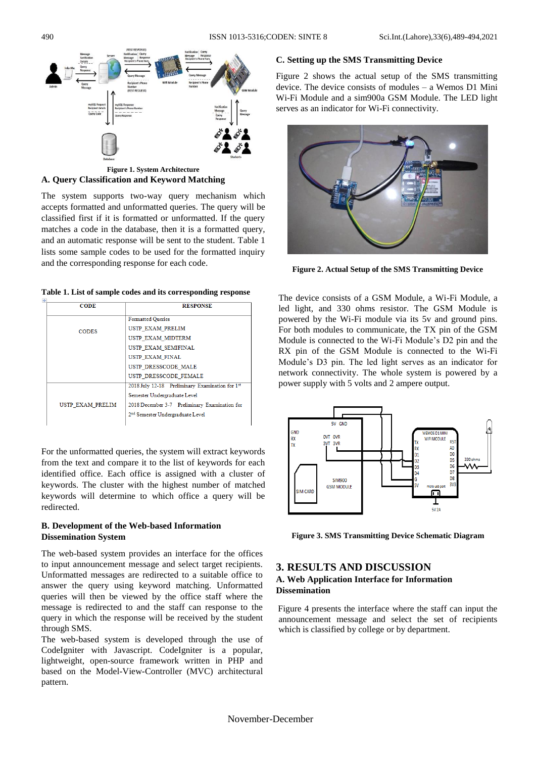Figure 1. System Architecture

### A. Query Classification and Keyword Matching

The system supports two-way query mechanism which accepts formatted and unformatted queries. The query will be classified first if it is formatted or unformatted. If the query matches a code in the database, then it is a formatted query, and an automatic response will be sent to the student. Table 1 lists some sample codes to be used for the formatted inquiry and the corresponding response for each code.

**Table 1. List of sample codes and its corresponding response**

| CODE | RESPONSE |
|---|---|
| CODES | Formatted Queries<br>USTP_EXAM_PRELIM<br>USTP_EXAM_MIDTERM<br>USTP_EXAM_SEMIFINAL<br>USTP_EXAM_FINAL<br>USTP_DRESSCODE_MALE<br>USTP_DRESSCODE_FEMALE |
| USTP_EXAM_PRELIM | 2018 July 12-18 Preliminary Examination for 1st Semester Undergraduate Level<br>2018 December 3-7 Preliminary Examination for 2nd Semester Undergraduate Level |

For the unformatted queries, the system will extract keywords from the text and compare it to the list of keywords for each identified office. Each office is assigned with a cluster of keywords. The cluster with the highest number of matched keywords will determine to which office a query will be redirected.

### B. Development of the Web-based Information Dissemination System

The web-based system provides an interface for the offices to input announcement message and select target recipients. Unformatted messages are redirected to a suitable office to answer the query using keyword matching. Unformatted queries will then be viewed by the office staff where the message is redirected to and the staff can response to the query in which the response will be received by the student through SMS.

The web-based system is developed through the use of CodeIgniter with Javascript. CodeIgniter is a popular, lightweight, open-source framework written in PHP and based on the Model-View-Controller (MVC) architectural pattern.

### C. Setting up the SMS Transmitting Device

Figure 2 shows the actual setup of the SMS transmitting device. The device consists of modules – a Wemos D1 Mini Wi-Fi Module and a sim900a GSM Module. The LED light serves as an indicator for Wi-Fi connectivity.

Figure 2. Actual Setup of the SMS Transmitting Device

The device consists of a GSM Module, a Wi-Fi Module, a led light, and 330 ohms resistor. The GSM Module is powered by the Wi-Fi module via its 5v and ground pins. For both modules to communicate, the TX pin of the GSM Module is connected to the Wi-Fi Module's D2 pin and the RX pin of the GSM Module is connected to the Wi-Fi Module's D3 pin. The led light serves as an indicator for network connectivity. The whole system is powered by a power supply with 5 volts and 2 ampere output.

Figure 3. SMS Transmitting Device Schematic Diagram

## 3. RESULTS AND DISCUSSION

### A. Web Application Interface for Information Dissemination

Figure 4 presents the interface where the staff can input the announcement message and select the set of recipients which is classified by college or by department.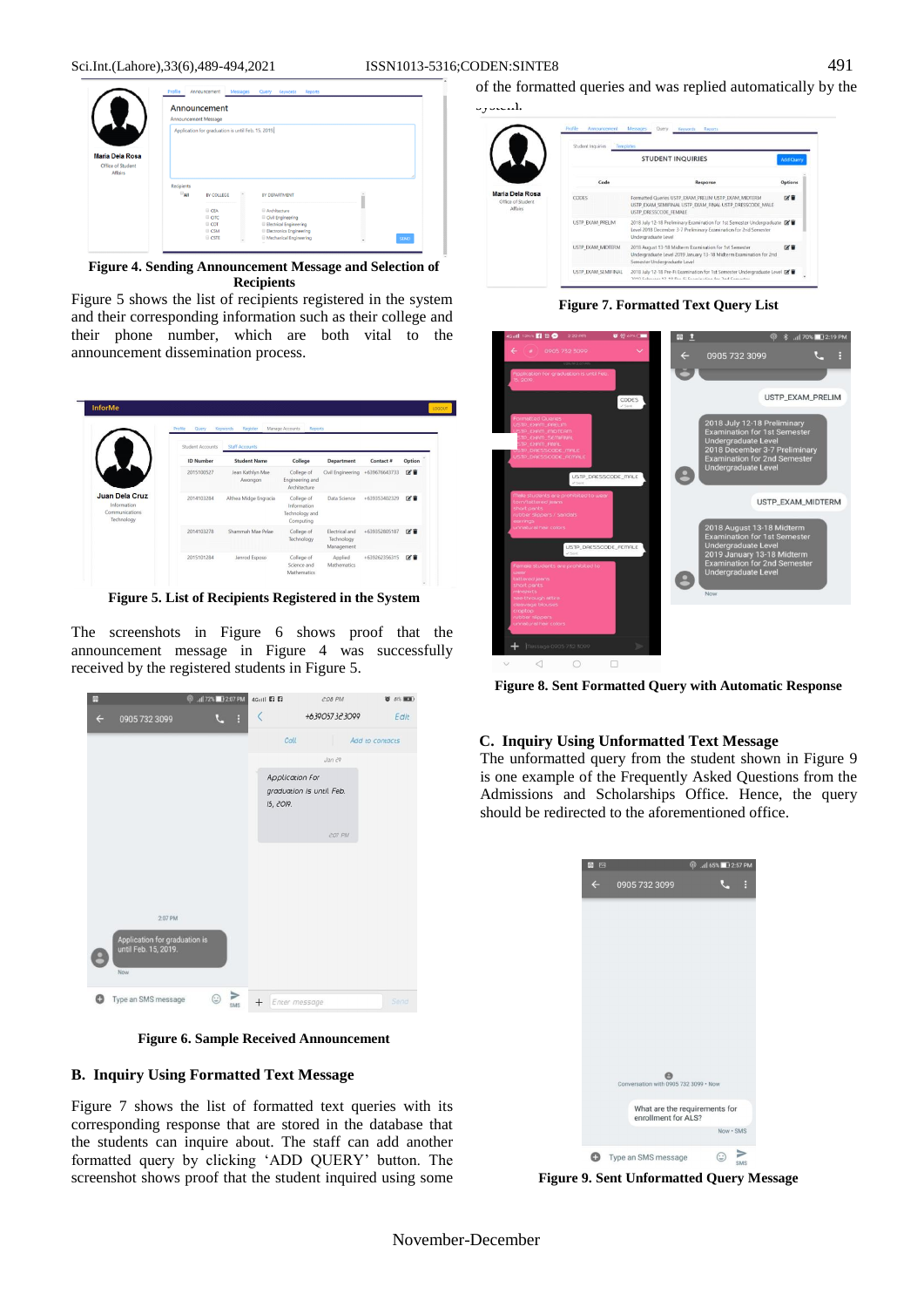**Figure 4. Sending Announcement Message and Selection of Recipients**

Figure 5 shows the list of recipients registered in the system and their corresponding information such as their college and their phone number, which are both vital to the announcement dissemination process.

**Figure 5. List of Recipients Registered in the System**

The screenshots in Figure 6 shows proof that the announcement message in Figure 4 was successfully received by the registered students in Figure 5.

**Figure 6. Sample Received Announcement**

## B. Inquiry Using Formatted Text Message

Figure 7 shows the list of formatted text queries with its corresponding response that are stored in the database that the students can inquire about. The staff can add another formatted query by clicking 'ADD QUERY' button. The screenshot shows proof that the student inquired using some of the formatted queries and was replied automatically by the system.

**Figure 7. Formatted Text Query List**

**Figure 8. Sent Formatted Query with Automatic Response**

## C. Inquiry Using Unformatted Text Message

The unformatted query from the student shown in Figure 9 is one example of the Frequently Asked Questions from the Admissions and Scholarships Office. Hence, the query should be redirected to the aforementioned office.

**Figure 9. Sent Unformatted Query Message**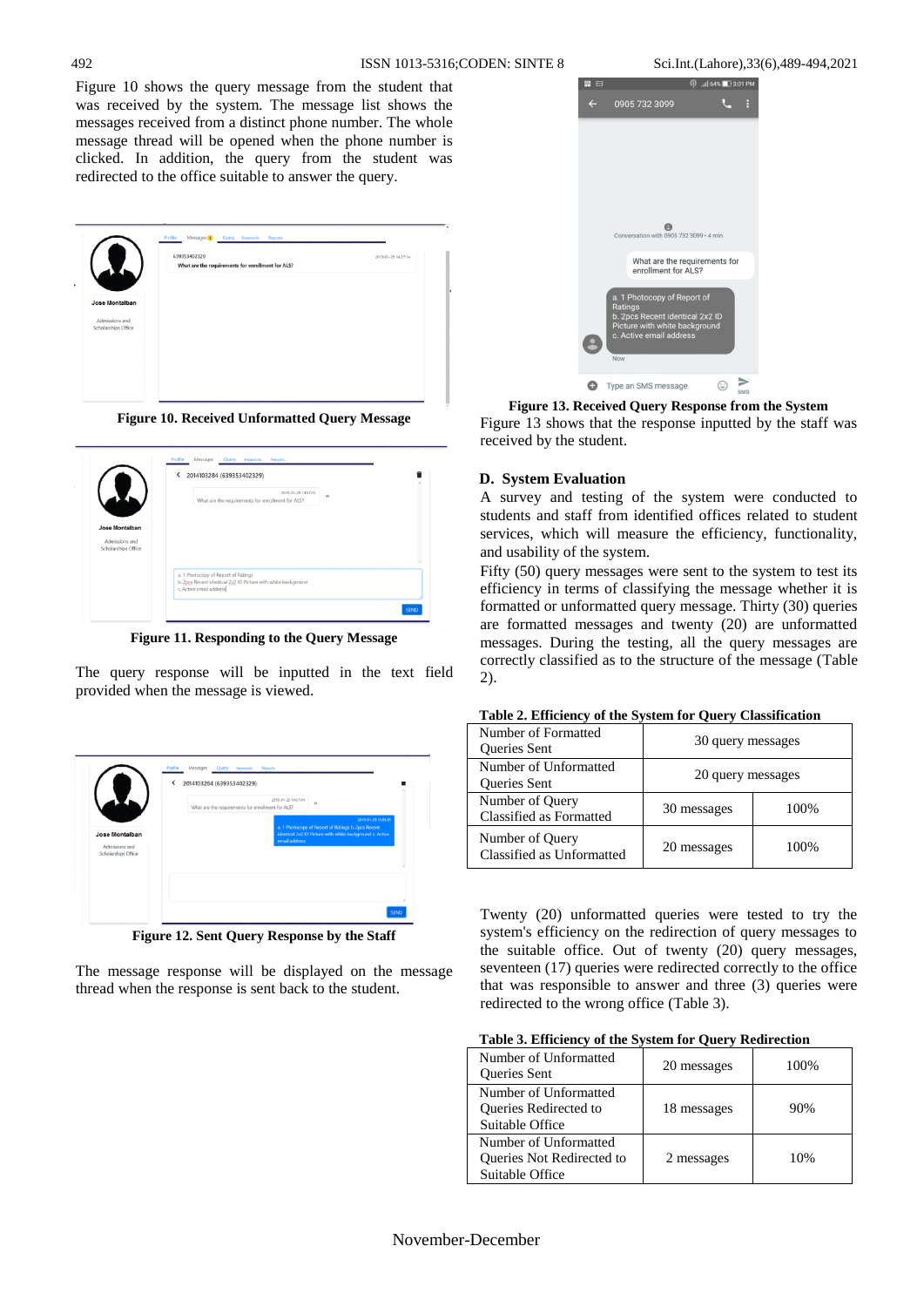Figure 10 shows the query message from the student that was received by the system. The message list shows the messages received from a distinct phone number. The whole message thread will be opened when the phone number is clicked. In addition, the query from the student was redirected to the office suitable to answer the query.

Figure 10. Received Unformatted Query Message

Figure 11. Responding to the Query Message

The query response will be inputted in the text field provided when the message is viewed.

Figure 12. Sent Query Response by the Staff

The message response will be displayed on the message thread when the response is sent back to the student.

Figure 13. Received Query Response from the System

Figure 13 shows that the response inputted by the staff was received by the student.

### D. System Evaluation

A survey and testing of the system were conducted to students and staff from identified offices related to student services, which will measure the efficiency, functionality, and usability of the system.

Fifty (50) query messages were sent to the system to test its efficiency in terms of classifying the message whether it is formatted or unformatted query message. Thirty (30) queries are formatted messages and twenty (20) are unformatted messages. During the testing, all the query messages are correctly classified as to the structure of the message (Table 2).

**Table 2. Efficiency of the System for Query Classification**

| | | |
|---|---|---|
| Number of Formatted Queries Sent | 30 query messages | |
| Number of Unformatted Queries Sent | 20 query messages | |
| Number of Query Classified as Formatted | 30 messages | 100% |
| Number of Query Classified as Unformatted | 20 messages | 100% |

Twenty (20) unformatted queries were tested to try the system's efficiency on the redirection of query messages to the suitable office. Out of twenty (20) query messages, seventeen (17) queries were redirected correctly to the office that was responsible to answer and three (3) queries were redirected to the wrong office (Table 3).

**Table 3. Efficiency of the System for Query Redirection**

| | | |
|---|---|---|
| Number of Unformatted Queries Sent | 20 messages | 100% |
| Number of Unformatted Queries Redirected to Suitable Office | 18 messages | 90% |
| Number of Unformatted Queries Not Redirected to Suitable Office | 2 messages | 10% |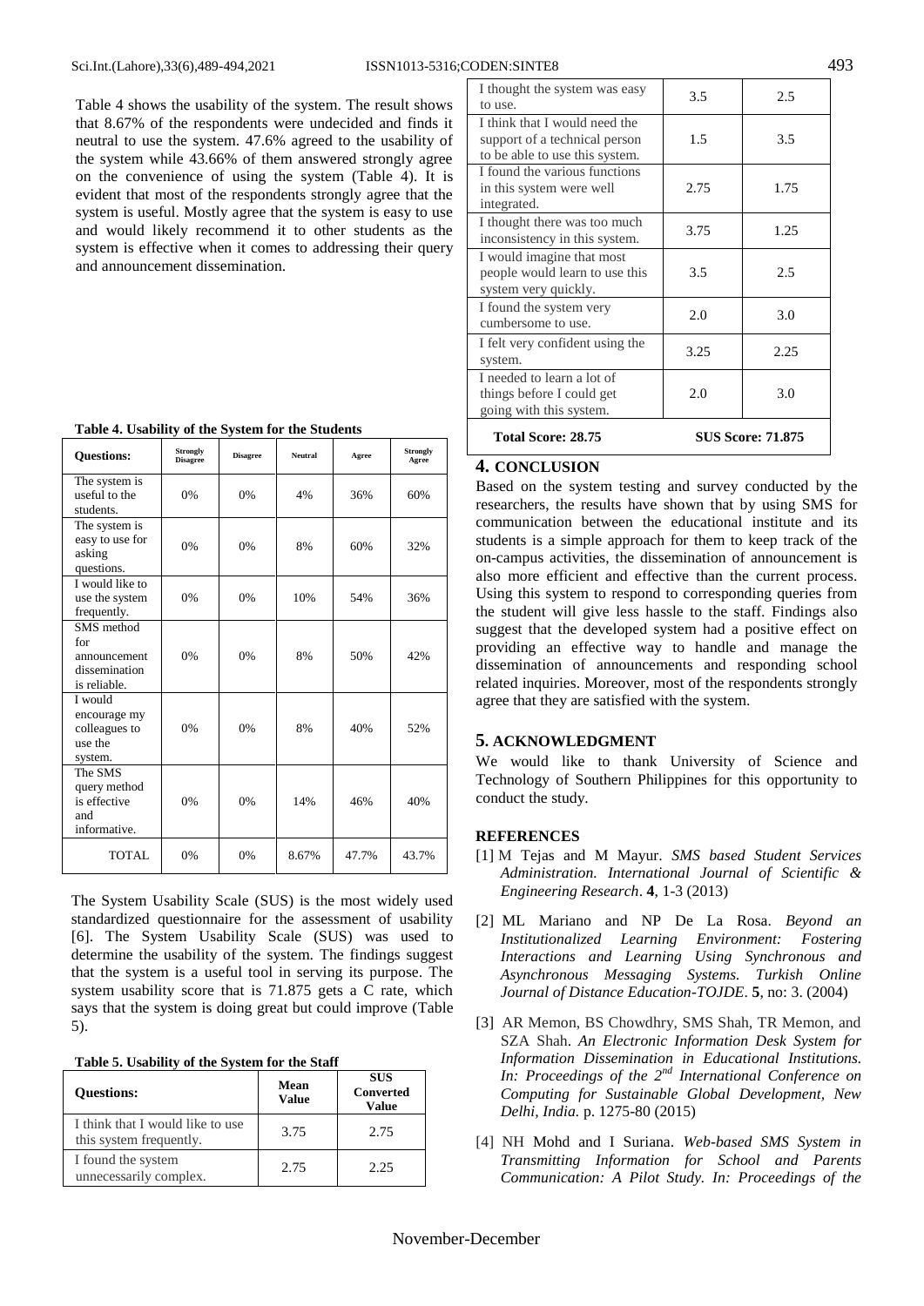Table 4 shows the usability of the system. The result shows that 8.67% of the respondents were undecided and finds it neutral to use the system. 47.6% agreed to the usability of the system while 43.66% of them answered strongly agree on the convenience of using the system (Table 4). It is evident that most of the respondents strongly agree that the system is useful. Mostly agree that the system is easy to use and would likely recommend it to other students as the system is effective when it comes to addressing their query and announcement dissemination.

**Table 4. Usability of the System for the Students**

| Questions: | Strongly Disagree | Disagree | Neutral | Agree | Strongly Agree |
|---|---|---|---|---|---|
| The system is useful to the students. | 0% | 0% | 4% | 36% | 60% |
| The system is easy to use for asking questions. | 0% | 0% | 8% | 60% | 32% |
| I would like to use the system frequently. | 0% | 0% | 10% | 54% | 36% |
| SMS method for announcement dissemination is reliable. | 0% | 0% | 8% | 50% | 42% |
| I would encourage my colleagues to use the system. | 0% | 0% | 8% | 40% | 52% |
| The SMS query method is effective and informative. | 0% | 0% | 14% | 46% | 40% |
| TOTAL | 0% | 0% | 8.67% | 47.7% | 43.7% |

The System Usability Scale (SUS) is the most widely used standardized questionnaire for the assessment of usability [6]. The System Usability Scale (SUS) was used to determine the usability of the system. The findings suggest that the system is a useful tool in serving its purpose. The system usability score that is 71.875 gets a C rate, which says that the system is doing great but could improve (Table 5).

**Table 5. Usability of the System for the Staff**

| Questions: | Mean Value | SUS Converted Value |
|---|---|---|
| I think that I would like to use this system frequently. | 3.75 | 2.75 |
| I found the system unnecessarily complex. | 2.75 | 2.25 |
| I thought the system was easy to use. | 3.5 | 2.5 |
| I think that I would need the support of a technical person to be able to use this system. | 1.5 | 3.5 |
| I found the various functions in this system were well integrated. | 2.75 | 1.75 |
| I thought there was too much inconsistency in this system. | 3.75 | 1.25 |
| I would imagine that most people would learn to use this system very quickly. | 3.5 | 2.5 |
| I found the system very cumbersome to use. | 2.0 | 3.0 |
| I felt very confident using the system. | 3.25 | 2.25 |
| I needed to learn a lot of things before I could get going with this system. | 2.0 | 3.0 |
| **Total Score: 28.75** | **SUS Score: 71.875** | |

## 4. CONCLUSION

Based on the system testing and survey conducted by the researchers, the results have shown that by using SMS for communication between the educational institute and its students is a simple approach for them to keep track of the on-campus activities, the dissemination of announcement is also more efficient and effective than the current process. Using this system to respond to corresponding queries from the student will give less hassle to the staff. Findings also suggest that the developed system had a positive effect on providing an effective way to handle and manage the dissemination of announcements and responding school related inquiries. Moreover, most of the respondents strongly agree that they are satisfied with the system.

## 5. ACKNOWLEDGMENT

We would like to thank University of Science and Technology of Southern Philippines for this opportunity to conduct the study.

## REFERENCES

[1] M Tejas and M Mayur. *SMS based Student Services Administration. International Journal of Scientific & Engineering Research*. **4**, 1-3 (2013)

[2] ML Mariano and NP De La Rosa. *Beyond an Institutionalized Learning Environment: Fostering Interactions and Learning Using Synchronous and Asynchronous Messaging Systems. Turkish Online Journal of Distance Education-TOJDE*. **5**, no: 3. (2004)

[3] AR Memon, BS Chowdhry, SMS Shah, TR Memon, and SZA Shah. *An Electronic Information Desk System for Information Dissemination in Educational Institutions. In: Proceedings of the 2nd International Conference on Computing for Sustainable Global Development, New Delhi, India.* p. 1275-80 (2015)

[4] NH Mohd and I Suriana. *Web-based SMS System in Transmitting Information for School and Parents Communication: A Pilot Study. In: Proceedings of the*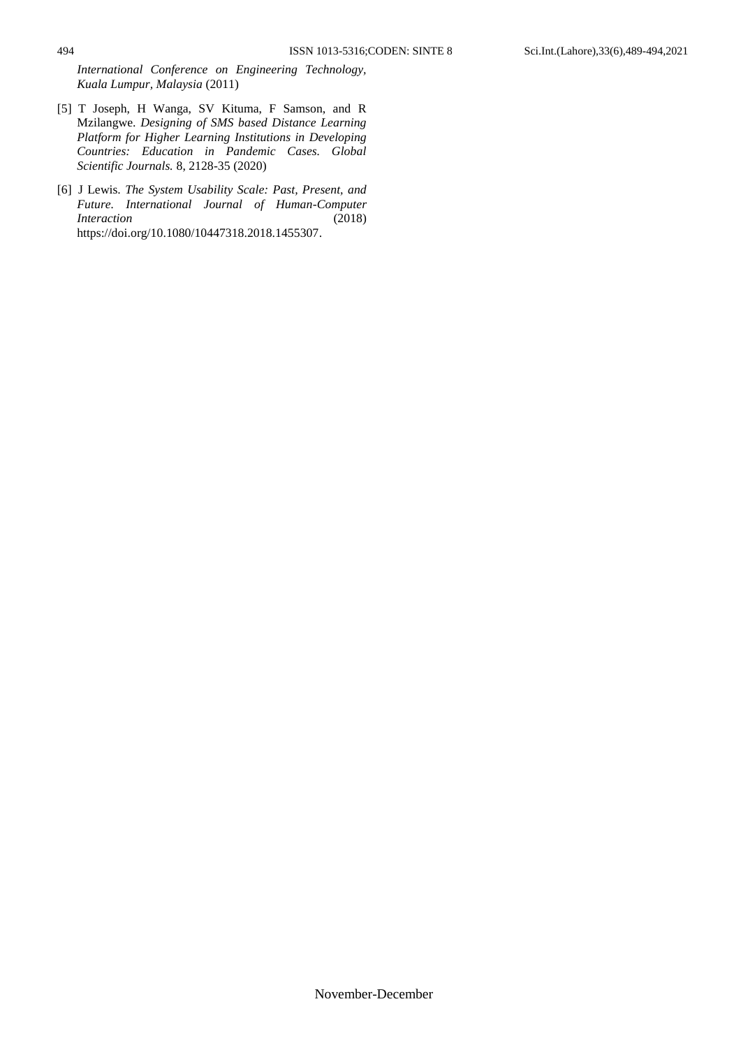*International Conference on Engineering Technology, Kuala Lumpur, Malaysia* (2011)

[5] T Joseph, H Wanga, SV Kituma, F Samson, and R Mzilangwe. *Designing of SMS based Distance Learning Platform for Higher Learning Institutions in Developing Countries: Education in Pandemic Cases. Global Scientific Journals.* 8, 2128-35 (2020)

[6] J Lewis. *The System Usability Scale: Past, Present, and Future. International Journal of Human-Computer Interaction* (2018) https://doi.org/10.1080/10447318.2018.1455307.